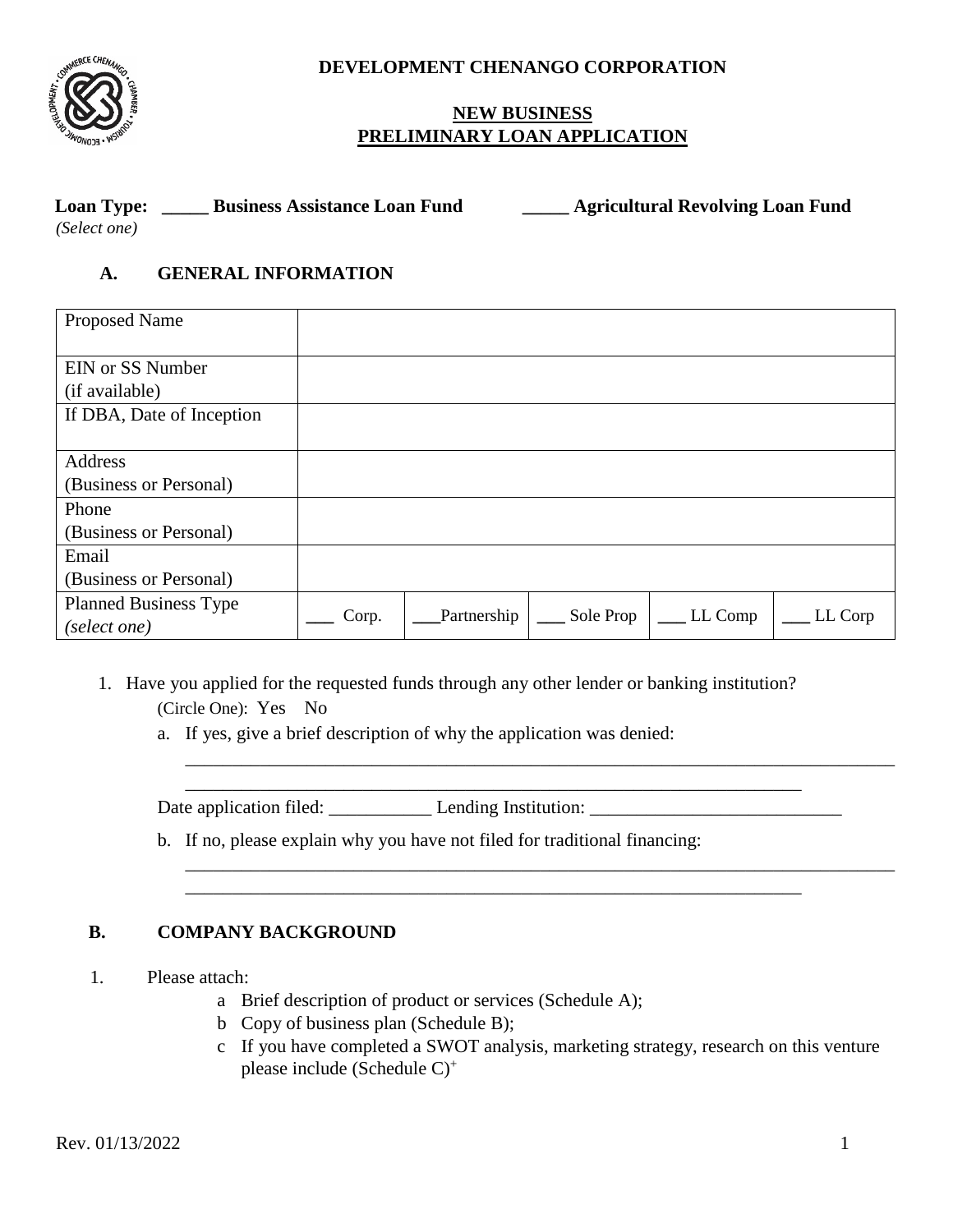# DEVELOPMENT CHENANGO CORPORATION

## NEW BUSINESS PRELIMINARY LOAN APPLICATION

**Loan Type:** _____ **Business Assistance Loan Fund** _____ **Agricultural Revolving Loan Fund**
*(Select one)*

### A. GENERAL INFORMATION

| | | | | | |
|---|---|---|---|---|---|
| Proposed Name | | | | | |
| EIN or SS Number (if available) | | | | | |
| If DBA, Date of Inception | | | | | |
| Address (Business or Personal) | | | | | |
| Phone (Business or Personal) | | | | | |
| Email (Business or Personal) | | | | | |
| Planned Business Type *(select one)* | ___ Corp. | ___Partnership | ___ Sole Prop | ___ LL Comp | ___ LL Corp |

1. Have you applied for the requested funds through any other lender or banking institution?
   (Circle One): Yes No
   a. If yes, give a brief description of why the application was denied:
   ______________________________________________________________________________
   ____________________________________________________________________

   Date application filed: ___________ Lending Institution: ___________________________

   b. If no, please explain why you have not filed for traditional financing:
   ______________________________________________________________________________
   ____________________________________________________________________

### B. COMPANY BACKGROUND

1. Please attach:
   a Brief description of product or services (Schedule A);
   b Copy of business plan (Schedule B);
   c If you have completed a SWOT analysis, marketing strategy, research on this venture please include (Schedule C)[+]

Rev. 01/13/2022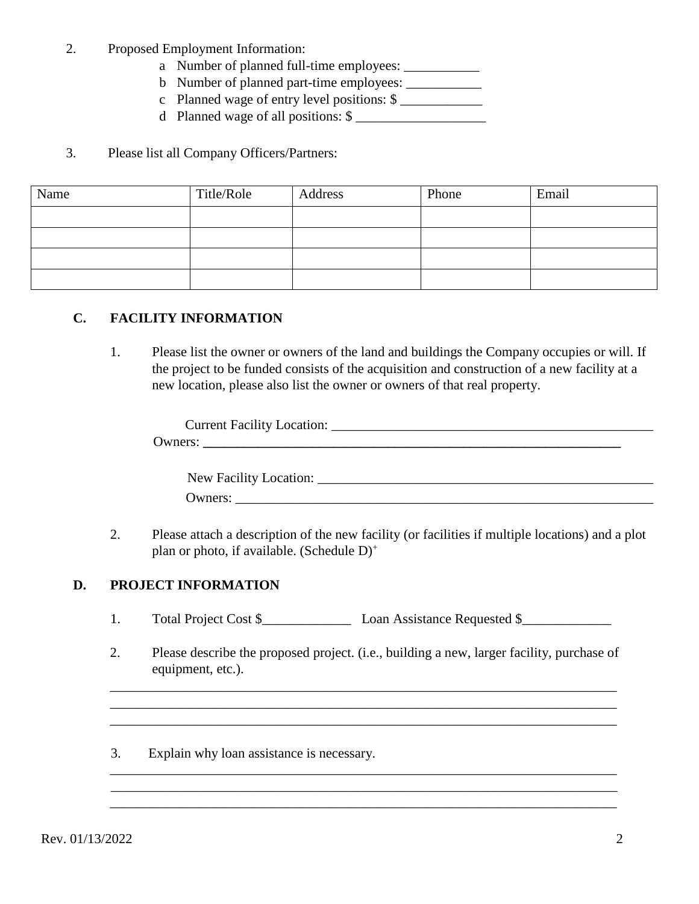2. Proposed Employment Information:
   - a Number of planned full-time employees: ___________
   - b Number of planned part-time employees: ___________
   - c Planned wage of entry level positions: $ ____________
   - d Planned wage of all positions: $ ___________________

3. Please list all Company Officers/Partners:

| Name | Title/Role | Address | Phone | Email |
|---|---|---|---|---|
| | | | | |
| | | | | |
| | | | | |
| | | | | |

## C. FACILITY INFORMATION

1. Please list the owner or owners of the land and buildings the Company occupies or will. If the project to be funded consists of the acquisition and construction of a new facility at a new location, please also list the owner or owners of that real property.

   Current Facility Location: __________________________________________________
   Owners: ________________________________________________________________

   New Facility Location: ____________________________________________________
   Owners: _________________________________________________________________

2. Please attach a description of the new facility (or facilities if multiple locations) and a plot plan or photo, if available. (Schedule D)[+]

## D. PROJECT INFORMATION

1. Total Project Cost $_____________ Loan Assistance Requested $_____________

2. Please describe the proposed project. (i.e., building a new, larger facility, purchase of equipment, etc.).

_____________________________________________________________________________
_____________________________________________________________________________
_____________________________________________________________________________

3. Explain why loan assistance is necessary.

_____________________________________________________________________________
_____________________________________________________________________________
_____________________________________________________________________________

Rev. 01/13/2022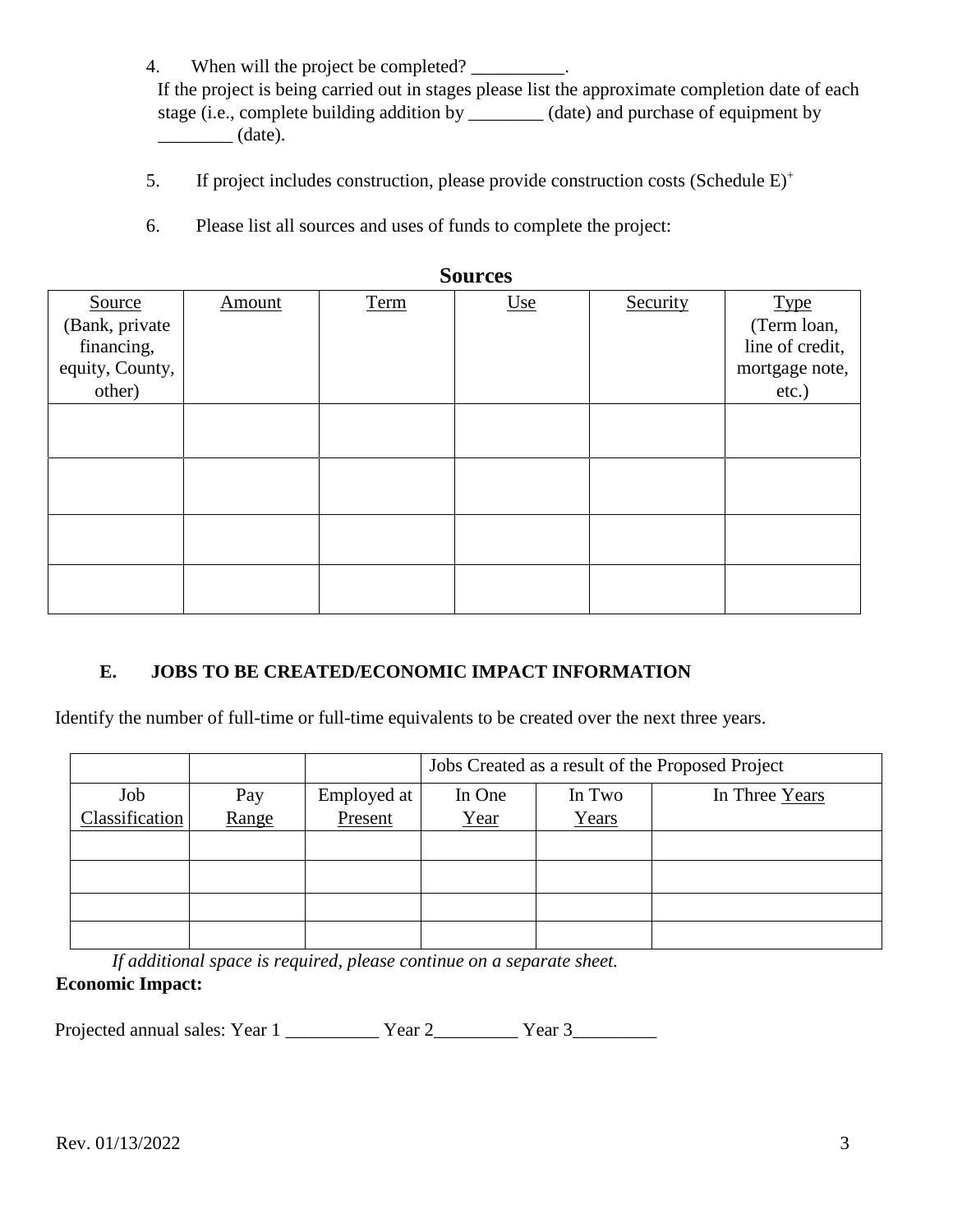4. When will the project be completed? __________.
   If the project is being carried out in stages please list the approximate completion date of each stage (i.e., complete building addition by ________ (date) and purchase of equipment by ________ (date).

5. If project includes construction, please provide construction costs (Schedule E)[+]

6. Please list all sources and uses of funds to complete the project:

**Sources**

| Source (Bank, private financing, equity, County, other) | Amount | Term | Use | Security | Type (Term loan, line of credit, mortgage note, etc.) |
|---|---|---|---|---|---|
| | | | | | |
| | | | | | |
| | | | | | |
| | | | | | |

### E. JOBS TO BE CREATED/ECONOMIC IMPACT INFORMATION

Identify the number of full-time or full-time equivalents to be created over the next three years.

| | | | Jobs Created as a result of the Proposed Project | | |
|---|---|---|---|---|---|
| Job Classification | Pay Range | Employed at Present | In One Year | In Two Years | In Three Years |
| | | | | | |
| | | | | | |
| | | | | | |
| | | | | | |

*If additional space is required, please continue on a separate sheet.*

**Economic Impact:**

Projected annual sales: Year 1 __________ Year 2_________ Year 3_________

Rev. 01/13/2022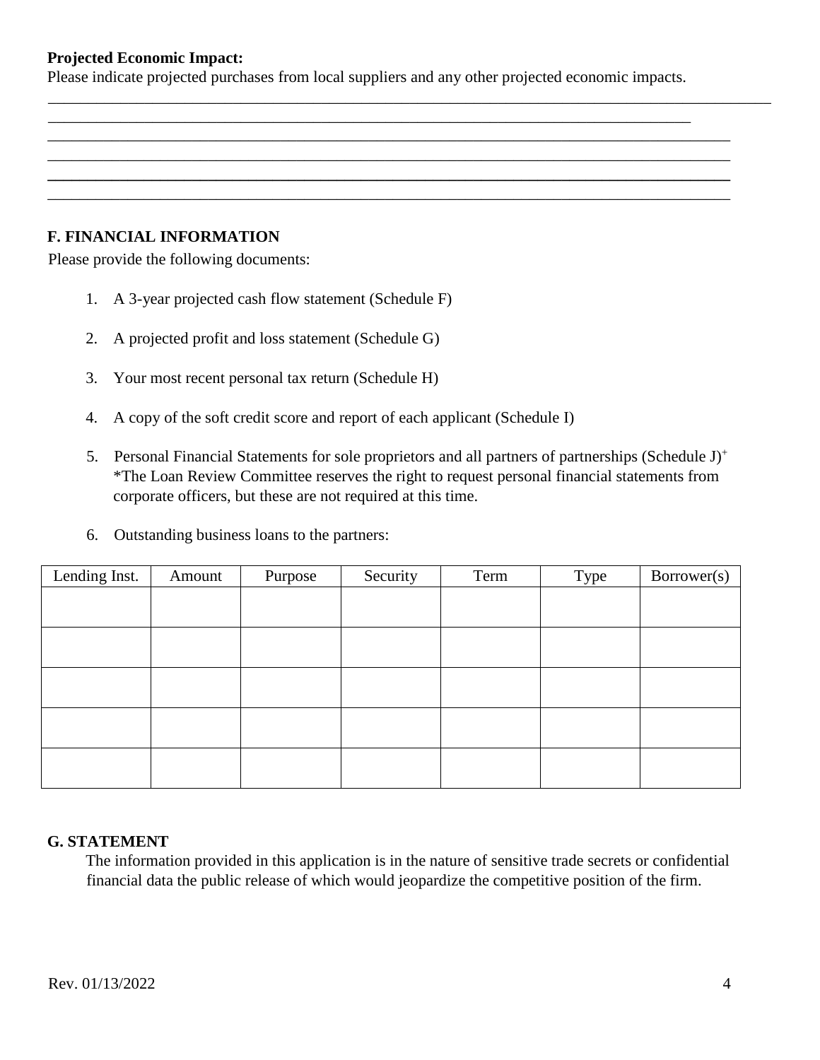**Projected Economic Impact:**
Please indicate projected purchases from local suppliers and any other projected economic impacts.

\_\_\_\_\_\_\_\_\_\_\_\_\_\_\_\_\_\_\_\_\_\_\_\_\_\_\_\_\_\_\_\_\_\_\_\_\_\_\_\_\_\_\_\_\_\_\_\_\_\_\_\_\_\_\_\_\_\_\_\_\_\_\_\_\_\_\_\_\_\_\_\_\_\_\_\_\_\_\_\_\_\_\_\_\_\_\_\_\_\_
\_\_\_\_\_\_\_\_\_\_\_\_\_\_\_\_\_\_\_\_\_\_\_\_\_\_\_\_\_\_\_\_\_\_\_\_\_\_\_\_\_\_\_\_\_\_\_\_\_\_\_\_\_\_\_\_\_\_\_\_\_\_\_\_\_\_\_\_\_\_\_\_\_\_\_\_\_\_\_\_\_\_\_\_\_\_\_\_\_\_
\_\_\_\_\_\_\_\_\_\_\_\_\_\_\_\_\_\_\_\_\_\_\_\_\_\_\_\_\_\_\_\_\_\_\_\_\_\_\_\_\_\_\_\_\_\_\_\_\_\_\_\_\_\_\_\_\_\_\_\_\_\_\_\_\_\_\_\_\_\_\_\_\_\_\_\_\_\_\_\_\_\_\_\_\_\_\_\_\_\_
\_\_\_\_\_\_\_\_\_\_\_\_\_\_\_\_\_\_\_\_\_\_\_\_\_\_\_\_\_\_\_\_\_\_\_\_\_\_\_\_\_\_\_\_\_\_\_\_\_\_\_\_\_\_\_\_\_\_\_\_\_\_\_\_\_\_\_\_\_\_\_\_\_\_\_\_\_\_\_\_\_\_\_\_\_\_\_\_\_\_
\_\_\_\_\_\_\_\_\_\_\_\_\_\_\_\_\_\_\_\_\_\_\_\_\_\_\_\_\_\_\_\_\_\_\_\_\_\_\_\_\_\_\_\_\_\_\_\_\_\_\_\_\_\_\_\_\_\_\_\_\_\_\_\_\_\_\_\_\_\_\_\_\_\_\_\_\_\_\_\_\_\_\_\_\_\_\_\_\_\_
\_\_\_\_\_\_\_\_\_\_\_\_\_\_\_\_\_\_\_\_\_\_\_\_\_\_\_\_\_\_\_\_\_\_\_\_\_\_\_\_\_\_\_\_\_\_\_\_\_\_\_\_\_\_\_\_\_\_\_\_\_\_\_\_\_\_\_\_\_\_\_\_\_\_\_\_\_\_\_\_\_\_\_\_\_\_\_\_\_\_

## F. FINANCIAL INFORMATION

Please provide the following documents:

1. A 3-year projected cash flow statement (Schedule F)

2. A projected profit and loss statement (Schedule G)

3. Your most recent personal tax return (Schedule H)

4. A copy of the soft credit score and report of each applicant (Schedule I)

5. Personal Financial Statements for sole proprietors and all partners of partnerships (Schedule J)+
   *The Loan Review Committee reserves the right to request personal financial statements from corporate officers, but these are not required at this time.

6. Outstanding business loans to the partners:

| Lending Inst. | Amount | Purpose | Security | Term | Type | Borrower(s) |
|---|---|---|---|---|---|---|
| | | | | | | |
| | | | | | | |
| | | | | | | |
| | | | | | | |
| | | | | | | |

## G. STATEMENT

The information provided in this application is in the nature of sensitive trade secrets or confidential financial data the public release of which would jeopardize the competitive position of the firm.

Rev. 01/13/2022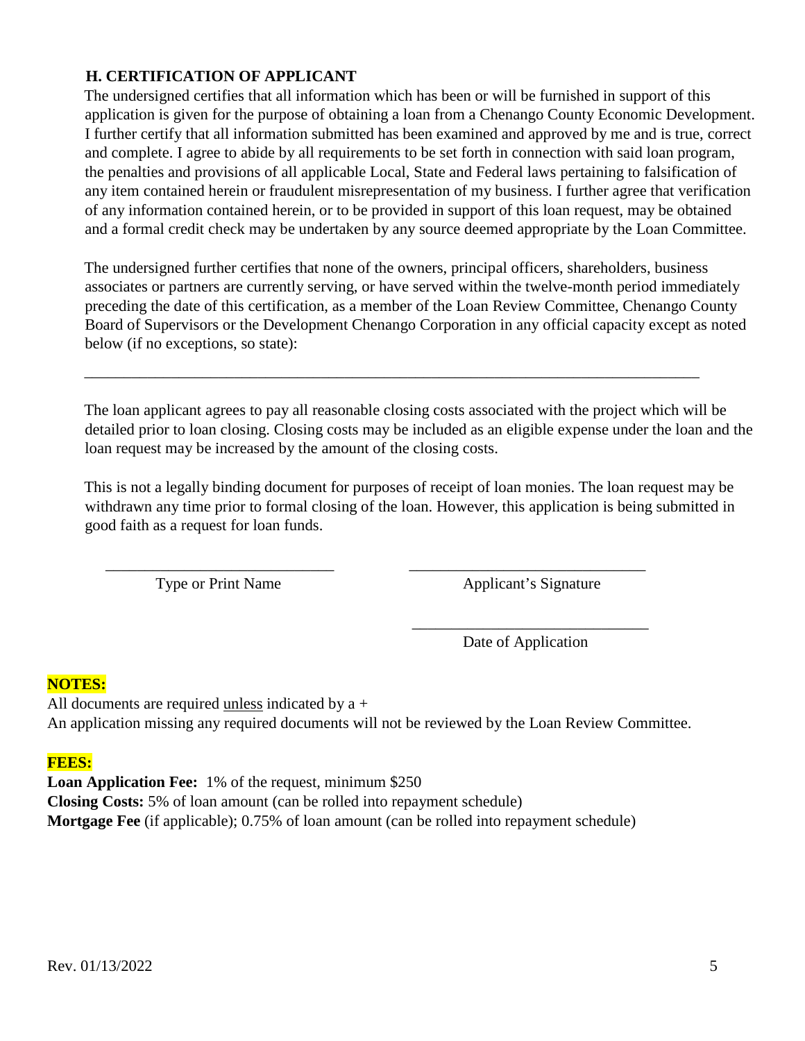## H. CERTIFICATION OF APPLICANT

The undersigned certifies that all information which has been or will be furnished in support of this application is given for the purpose of obtaining a loan from a Chenango County Economic Development. I further certify that all information submitted has been examined and approved by me and is true, correct and complete. I agree to abide by all requirements to be set forth in connection with said loan program, the penalties and provisions of all applicable Local, State and Federal laws pertaining to falsification of any item contained herein or fraudulent misrepresentation of my business. I further agree that verification of any information contained herein, or to be provided in support of this loan request, may be obtained and a formal credit check may be undertaken by any source deemed appropriate by the Loan Committee.

The undersigned further certifies that none of the owners, principal officers, shareholders, business associates or partners are currently serving, or have served within the twelve-month period immediately preceding the date of this certification, as a member of the Loan Review Committee, Chenango County Board of Supervisors or the Development Chenango Corporation in any official capacity except as noted below (if no exceptions, so state):

\_\_\_\_\_\_\_\_\_\_\_\_\_\_\_\_\_\_\_\_\_\_\_\_\_\_\_\_\_\_\_\_\_\_\_\_\_\_\_\_\_\_\_\_\_\_\_\_\_\_\_\_\_\_\_\_\_\_\_\_\_\_\_\_\_\_\_\_\_\_\_\_\_\_\_\_

The loan applicant agrees to pay all reasonable closing costs associated with the project which will be detailed prior to loan closing. Closing costs may be included as an eligible expense under the loan and the loan request may be increased by the amount of the closing costs.

This is not a legally binding document for purposes of receipt of loan monies. The loan request may be withdrawn any time prior to formal closing of the loan. However, this application is being submitted in good faith as a request for loan funds.

\_\_\_\_\_\_\_\_\_\_\_\_\_\_\_\_\_\_\_\_\_\_\_\_\_\_\_\_\_\_ &nbsp;&nbsp;&nbsp;&nbsp; \_\_\_\_\_\_\_\_\_\_\_\_\_\_\_\_\_\_\_\_\_\_\_\_\_\_\_\_\_\_

Type or Print Name &nbsp;&nbsp;&nbsp;&nbsp; Applicant's Signature

\_\_\_\_\_\_\_\_\_\_\_\_\_\_\_\_\_\_\_\_\_\_\_\_\_\_\_\_\_\_

Date of Application

**NOTES:**

All documents are required unless indicated by a +

An application missing any required documents will not be reviewed by the Loan Review Committee.

**FEES:**

**Loan Application Fee:** 1% of the request, minimum $250

**Closing Costs:** 5% of loan amount (can be rolled into repayment schedule)

**Mortgage Fee** (if applicable); 0.75% of loan amount (can be rolled into repayment schedule)

Rev. 01/13/2022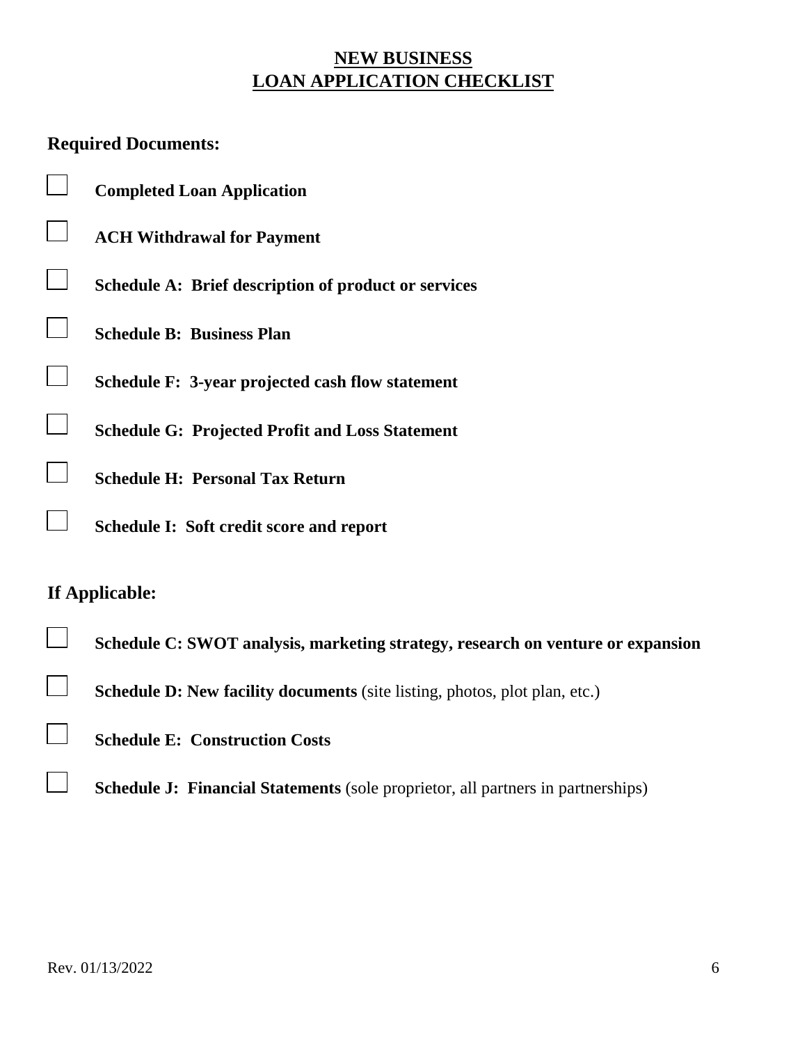# NEW BUSINESS LOAN APPLICATION CHECKLIST

## Required Documents:

- [ ] **Completed Loan Application**
- [ ] **ACH Withdrawal for Payment**
- [ ] **Schedule A: Brief description of product or services**
- [ ] **Schedule B: Business Plan**
- [ ] **Schedule F: 3-year projected cash flow statement**
- [ ] **Schedule G: Projected Profit and Loss Statement**
- [ ] **Schedule H: Personal Tax Return**
- [ ] **Schedule I: Soft credit score and report**

## If Applicable:

- [ ] **Schedule C: SWOT analysis, marketing strategy, research on venture or expansion**
- [ ] **Schedule D: New facility documents** (site listing, photos, plot plan, etc.)
- [ ] **Schedule E: Construction Costs**
- [ ] **Schedule J: Financial Statements** (sole proprietor, all partners in partnerships)

Rev. 01/13/2022